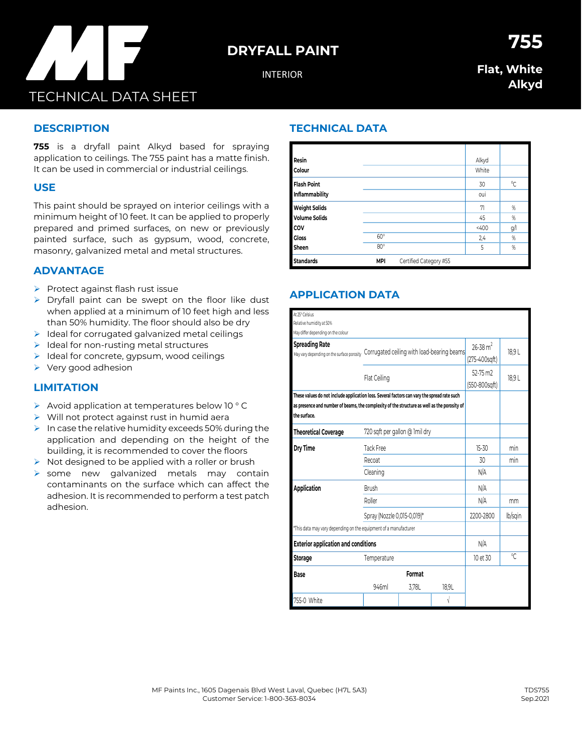# MF

TECHNICAL DATA SHEET

## DRYFALL PAINT

INTERIOR

**755**

**Flat, White**
**Alkyd**

## DESCRIPTION

**755** is a dryfall paint Alkyd based for spraying application to ceilings. The 755 paint has a matte finish. It can be used in commercial or industrial ceilings.

## USE

This paint should be sprayed on interior ceilings with a minimum height of 10 feet. It can be applied to properly prepared and primed surfaces, on new or previously painted surface, such as gypsum, wood, concrete, masonry, galvanized metal and metal structures.

## ADVANTAGE

- Protect against flash rust issue
- Dryfall paint can be swept on the floor like dust when applied at a minimum of 10 feet high and less than 50% humidity. The floor should also be dry
- Ideal for corrugated galvanized metal ceilings
- Ideal for non-rusting metal structures
- Ideal for concrete, gypsum, wood ceilings
- Very good adhesion

## LIMITATION

- Avoid application at temperatures below 10 ° C
- Will not protect against rust in humid aera
- In case the relative humidity exceeds 50% during the application and depending on the height of the building, it is recommended to cover the floors
- Not designed to be applied with a roller or brush
- some new galvanized metals may contain contaminants on the surface which can affect the adhesion. It is recommended to perform a test patch adhesion.

## TECHNICAL DATA

| | | | |
|---|---|---|---|
| **Resin** | | Alkyd | |
| **Colour** | | White | |
| **Flash Point** | | 30 | °C |
| **Inflammability** | | oui | |
| **Weight Solids** | | 71 | % |
| **Volume Solids** | | 45 | % |
| **COV** | | <400 | g/l |
| **Gloss** | 60° | 2,4 | % |
| **Sheen** | 80° | 5 | % |
| **Standards** | **MPI** Certified Category #55 | | |

## APPLICATION DATA

At 25° Celsius
Relative humidity at 50%
May differ depending on the colour

| | | | |
|---|---|---|---|
| **Spreading Rate** May vary depending on the surface porosity | Corrugated ceiling with load-bearing beams | 26-38 m² (275-400sqft) | 18,9 L |
| | Flat Ceiling | 52-75 m2 (550-800sqft) | 18,9 L |
| **These values do not include application loss. Several factors can vary the spread rate such as presence and number of beams, the complexity of the structure as well as the porosity of the surface.** | | | |
| **Theoretical Coverage** | 720 sqft per gallon @ 1mil dry | | |
| **Dry Time** | Tack Free | 15-30 | min |
| | Recoat | 30 | min |
| | Cleaning | N/A | |
| **Application** | Brush | N/A | |
| | Roller | N/A | mm |
| | Spray (Nozzle 0,015-0,019)* | 2200-2800 | lb/sqin |
| *This data may vary depending on the equipment of a manufacturer | | | |
| **Exterior application and conditions** | | N/A | |
| **Storage** | Temperature | 10 et 30 | °C |

| **Base** | **Format** 946ml | 3,78L | 18,9L |
|---|---|---|---|
| 755-0 White | | | √ |

MF Paints Inc., 1605 Dagenais Blvd West Laval, Quebec (H7L 5A3)
Customer Service: 1-800-363-8034

TDS755
Sep.2021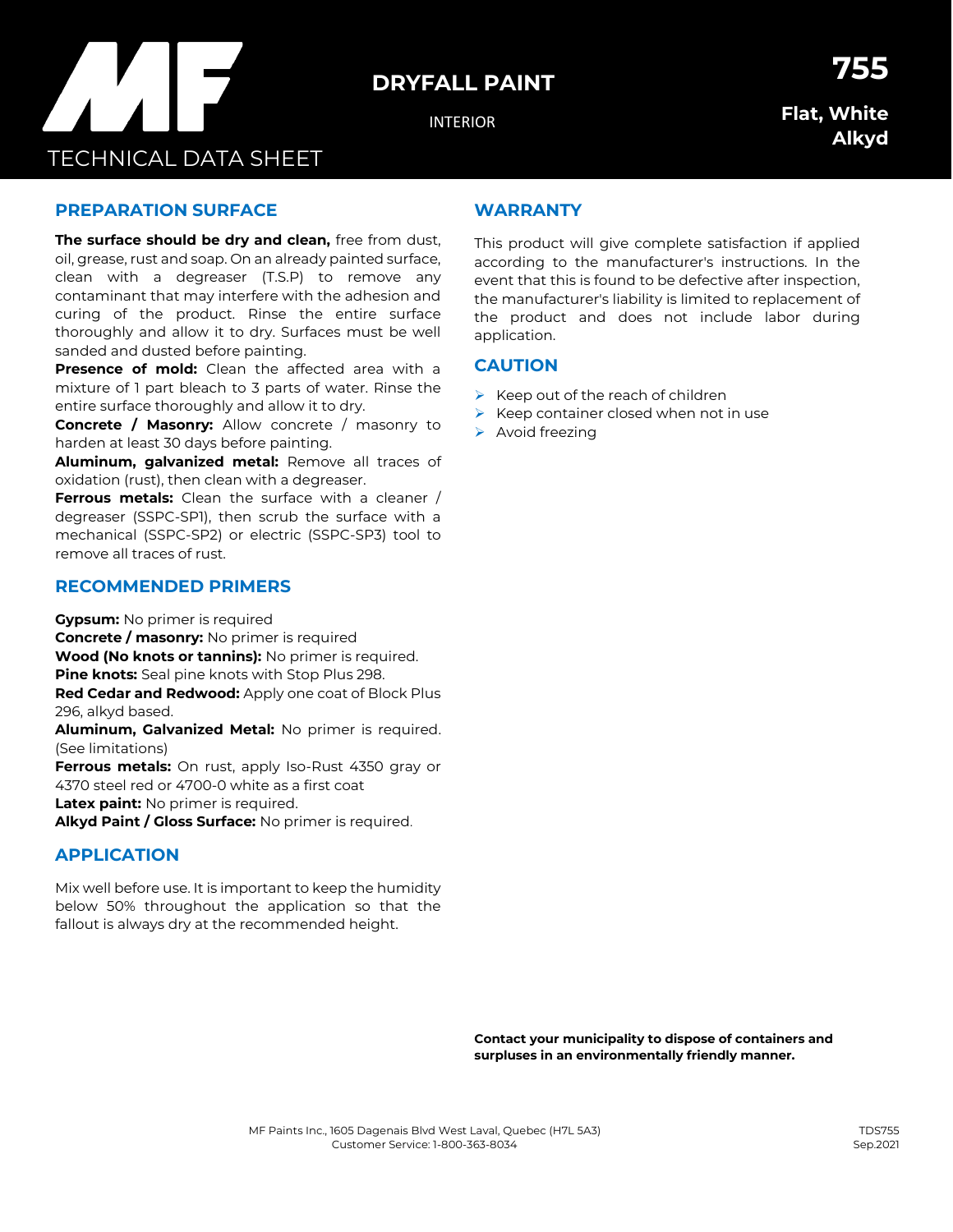TECHNICAL DATA SHEET

# DRYFALL PAINT

INTERIOR

**755**

**Flat, White**
**Alkyd**

## PREPARATION SURFACE

**The surface should be dry and clean,** free from dust, oil, grease, rust and soap. On an already painted surface, clean with a degreaser (T.S.P) to remove any contaminant that may interfere with the adhesion and curing of the product. Rinse the entire surface thoroughly and allow it to dry. Surfaces must be well sanded and dusted before painting.
**Presence of mold:** Clean the affected area with a mixture of 1 part bleach to 3 parts of water. Rinse the entire surface thoroughly and allow it to dry.
**Concrete / Masonry:** Allow concrete / masonry to harden at least 30 days before painting.
**Aluminum, galvanized metal:** Remove all traces of oxidation (rust), then clean with a degreaser.
**Ferrous metals:** Clean the surface with a cleaner / degreaser (SSPC-SP1), then scrub the surface with a mechanical (SSPC-SP2) or electric (SSPC-SP3) tool to remove all traces of rust.

## RECOMMENDED PRIMERS

**Gypsum:** No primer is required
**Concrete / masonry:** No primer is required
**Wood (No knots or tannins):** No primer is required.
**Pine knots:** Seal pine knots with Stop Plus 298.
**Red Cedar and Redwood:** Apply one coat of Block Plus 296, alkyd based.
**Aluminum, Galvanized Metal:** No primer is required. (See limitations)
**Ferrous metals:** On rust, apply Iso-Rust 4350 gray or 4370 steel red or 4700-0 white as a first coat
**Latex paint:** No primer is required.
**Alkyd Paint / Gloss Surface:** No primer is required.

## APPLICATION

Mix well before use. It is important to keep the humidity below 50% throughout the application so that the fallout is always dry at the recommended height.

## WARRANTY

This product will give complete satisfaction if applied according to the manufacturer's instructions. In the event that this is found to be defective after inspection, the manufacturer's liability is limited to replacement of the product and does not include labor during application.

## CAUTION

- Keep out of the reach of children
- Keep container closed when not in use
- Avoid freezing

**Contact your municipality to dispose of containers and surpluses in an environmentally friendly manner.**

MF Paints Inc., 1605 Dagenais Blvd West Laval, Quebec (H7L 5A3)
Customer Service: 1-800-363-8034

TDS755
Sep.2021